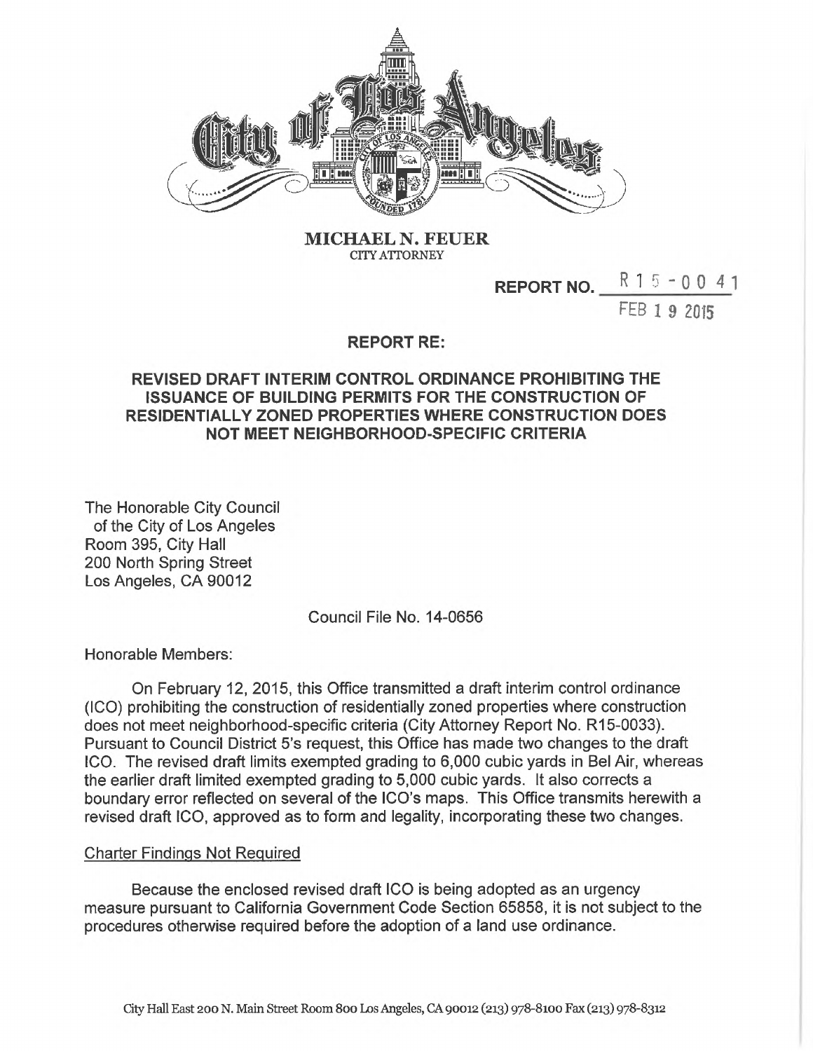**MICHAEL N. FEUER**
CITY ATTORNEY

**REPORT NO.** R15-0041

FEB 19 2015

## REPORT RE:

## REVISED DRAFT INTERIM CONTROL ORDINANCE PROHIBITING THE ISSUANCE OF BUILDING PERMITS FOR THE CONSTRUCTION OF RESIDENTIALLY ZONED PROPERTIES WHERE CONSTRUCTION DOES NOT MEET NEIGHBORHOOD-SPECIFIC CRITERIA

The Honorable City Council
of the City of Los Angeles
Room 395, City Hall
200 North Spring Street
Los Angeles, CA 90012

Council File No. 14-0656

Honorable Members:

On February 12, 2015, this Office transmitted a draft interim control ordinance (ICO) prohibiting the construction of residentially zoned properties where construction does not meet neighborhood-specific criteria (City Attorney Report No. R15-0033). Pursuant to Council District 5's request, this Office has made two changes to the draft ICO. The revised draft limits exempted grading to 6,000 cubic yards in Bel Air, whereas the earlier draft limited exempted grading to 5,000 cubic yards. It also corrects a boundary error reflected on several of the ICO's maps. This Office transmits herewith a revised draft ICO, approved as to form and legality, incorporating these two changes.

Charter Findings Not Required

Because the enclosed revised draft ICO is being adopted as an urgency measure pursuant to California Government Code Section 65858, it is not subject to the procedures otherwise required before the adoption of a land use ordinance.

City Hall East 200 N. Main Street Room 800 Los Angeles, CA 90012 (213) 978-8100 Fax (213) 978-8312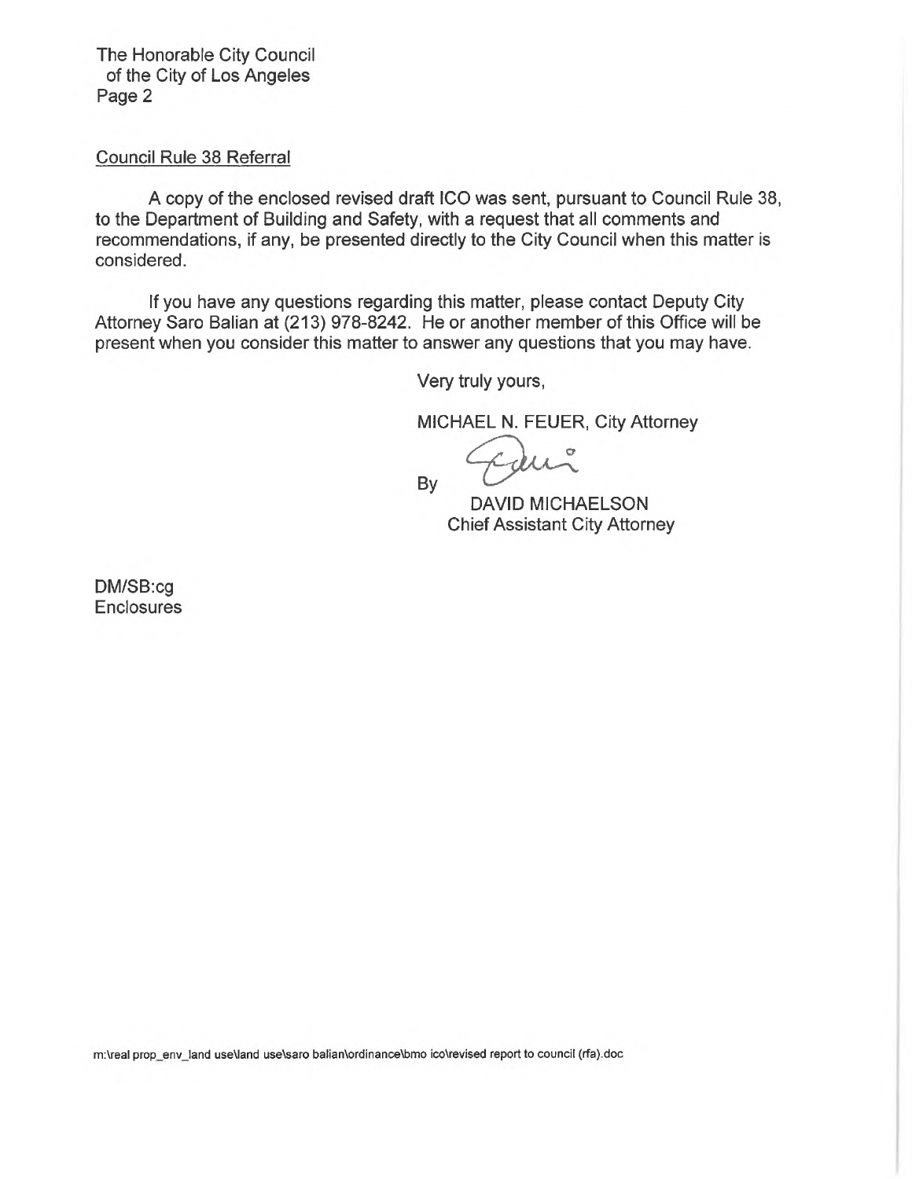The Honorable City Council
of the City of Los Angeles

Council Rule 38 Referral

A copy of the enclosed revised draft ICO was sent, pursuant to Council Rule 38, to the Department of Building and Safety, with a request that all comments and recommendations, if any, be presented directly to the City Council when this matter is considered.

If you have any questions regarding this matter, please contact Deputy City Attorney Saro Balian at (213) 978-8242. He or another member of this Office will be present when you consider this matter to answer any questions that you may have.

Very truly yours,

MICHAEL N. FEUER, City Attorney

By

DAVID MICHAELSON
Chief Assistant City Attorney

DM/SB:cg
Enclosures

m:\real prop_env_land use\land use\saro balian\ordinance\bmo ico\revised report to council (rfa).doc